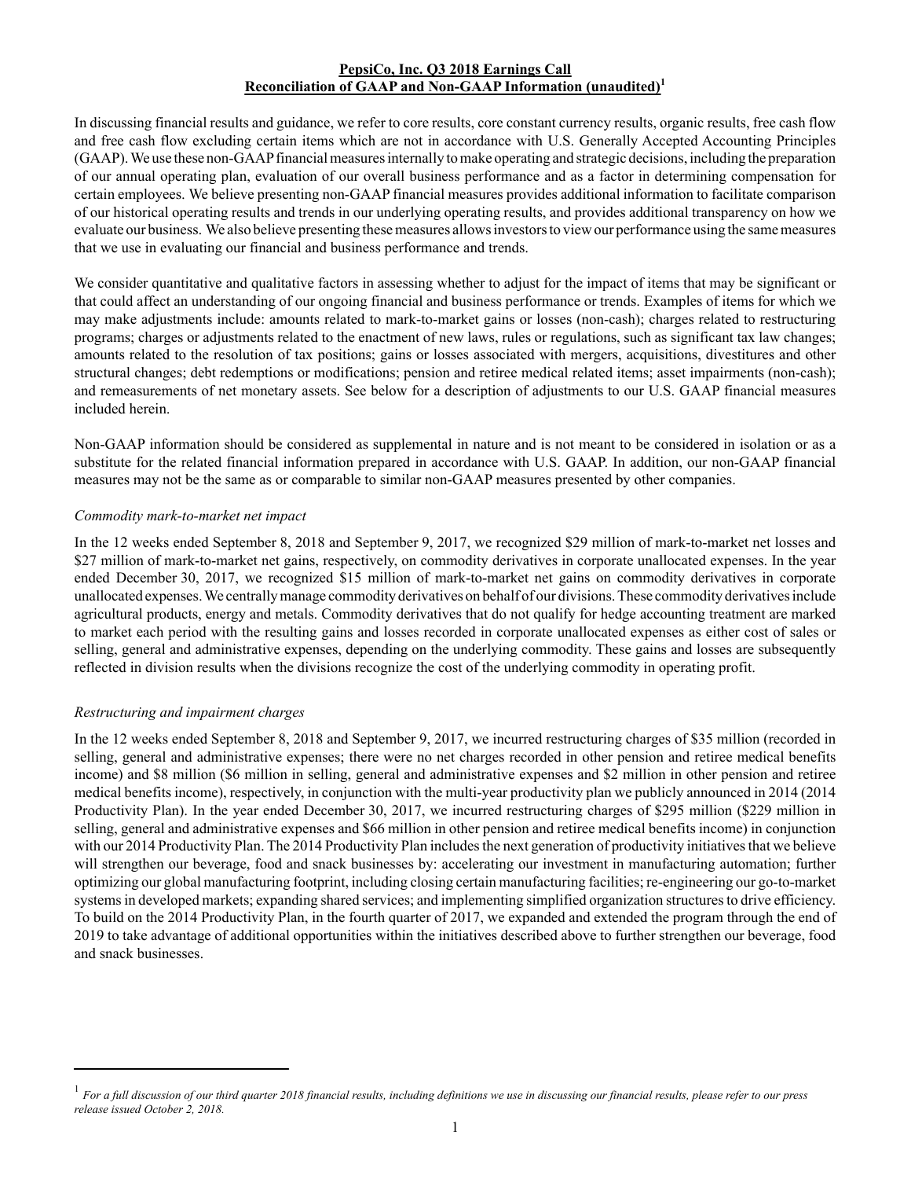**PepsiCo, Inc. Q3 2018 Earnings Call**
**Reconciliation of GAAP and Non-GAAP Information (unaudited)[1]**

In discussing financial results and guidance, we refer to core results, core constant currency results, organic results, free cash flow and free cash flow excluding certain items which are not in accordance with U.S. Generally Accepted Accounting Principles (GAAP). We use these non-GAAP financial measures internally to make operating and strategic decisions, including the preparation of our annual operating plan, evaluation of our overall business performance and as a factor in determining compensation for certain employees. We believe presenting non-GAAP financial measures provides additional information to facilitate comparison of our historical operating results and trends in our underlying operating results, and provides additional transparency on how we evaluate our business. We also believe presenting these measures allows investors to view our performance using the same measures that we use in evaluating our financial and business performance and trends.

We consider quantitative and qualitative factors in assessing whether to adjust for the impact of items that may be significant or that could affect an understanding of our ongoing financial and business performance or trends. Examples of items for which we may make adjustments include: amounts related to mark-to-market gains or losses (non-cash); charges related to restructuring programs; charges or adjustments related to the enactment of new laws, rules or regulations, such as significant tax law changes; amounts related to the resolution of tax positions; gains or losses associated with mergers, acquisitions, divestitures and other structural changes; debt redemptions or modifications; pension and retiree medical related items; asset impairments (non-cash); and remeasurements of net monetary assets. See below for a description of adjustments to our U.S. GAAP financial measures included herein.

Non-GAAP information should be considered as supplemental in nature and is not meant to be considered in isolation or as a substitute for the related financial information prepared in accordance with U.S. GAAP. In addition, our non-GAAP financial measures may not be the same as or comparable to similar non-GAAP measures presented by other companies.

*Commodity mark-to-market net impact*

In the 12 weeks ended September 8, 2018 and September 9, 2017, we recognized $29 million of mark-to-market net losses and $27 million of mark-to-market net gains, respectively, on commodity derivatives in corporate unallocated expenses. In the year ended December 30, 2017, we recognized $15 million of mark-to-market net gains on commodity derivatives in corporate unallocated expenses. We centrally manage commodity derivatives on behalf of our divisions. These commodity derivatives include agricultural products, energy and metals. Commodity derivatives that do not qualify for hedge accounting treatment are marked to market each period with the resulting gains and losses recorded in corporate unallocated expenses as either cost of sales or selling, general and administrative expenses, depending on the underlying commodity. These gains and losses are subsequently reflected in division results when the divisions recognize the cost of the underlying commodity in operating profit.

*Restructuring and impairment charges*

In the 12 weeks ended September 8, 2018 and September 9, 2017, we incurred restructuring charges of $35 million (recorded in selling, general and administrative expenses; there were no net charges recorded in other pension and retiree medical benefits income) and $8 million ($6 million in selling, general and administrative expenses and $2 million in other pension and retiree medical benefits income), respectively, in conjunction with the multi-year productivity plan we publicly announced in 2014 (2014 Productivity Plan). In the year ended December 30, 2017, we incurred restructuring charges of $295 million ($229 million in selling, general and administrative expenses and $66 million in other pension and retiree medical benefits income) in conjunction with our 2014 Productivity Plan. The 2014 Productivity Plan includes the next generation of productivity initiatives that we believe will strengthen our beverage, food and snack businesses by: accelerating our investment in manufacturing automation; further optimizing our global manufacturing footprint, including closing certain manufacturing facilities; re-engineering our go-to-market systems in developed markets; expanding shared services; and implementing simplified organization structures to drive efficiency. To build on the 2014 Productivity Plan, in the fourth quarter of 2017, we expanded and extended the program through the end of 2019 to take advantage of additional opportunities within the initiatives described above to further strengthen our beverage, food and snack businesses.

---

[1] *For a full discussion of our third quarter 2018 financial results, including definitions we use in discussing our financial results, please refer to our press release issued October 2, 2018.*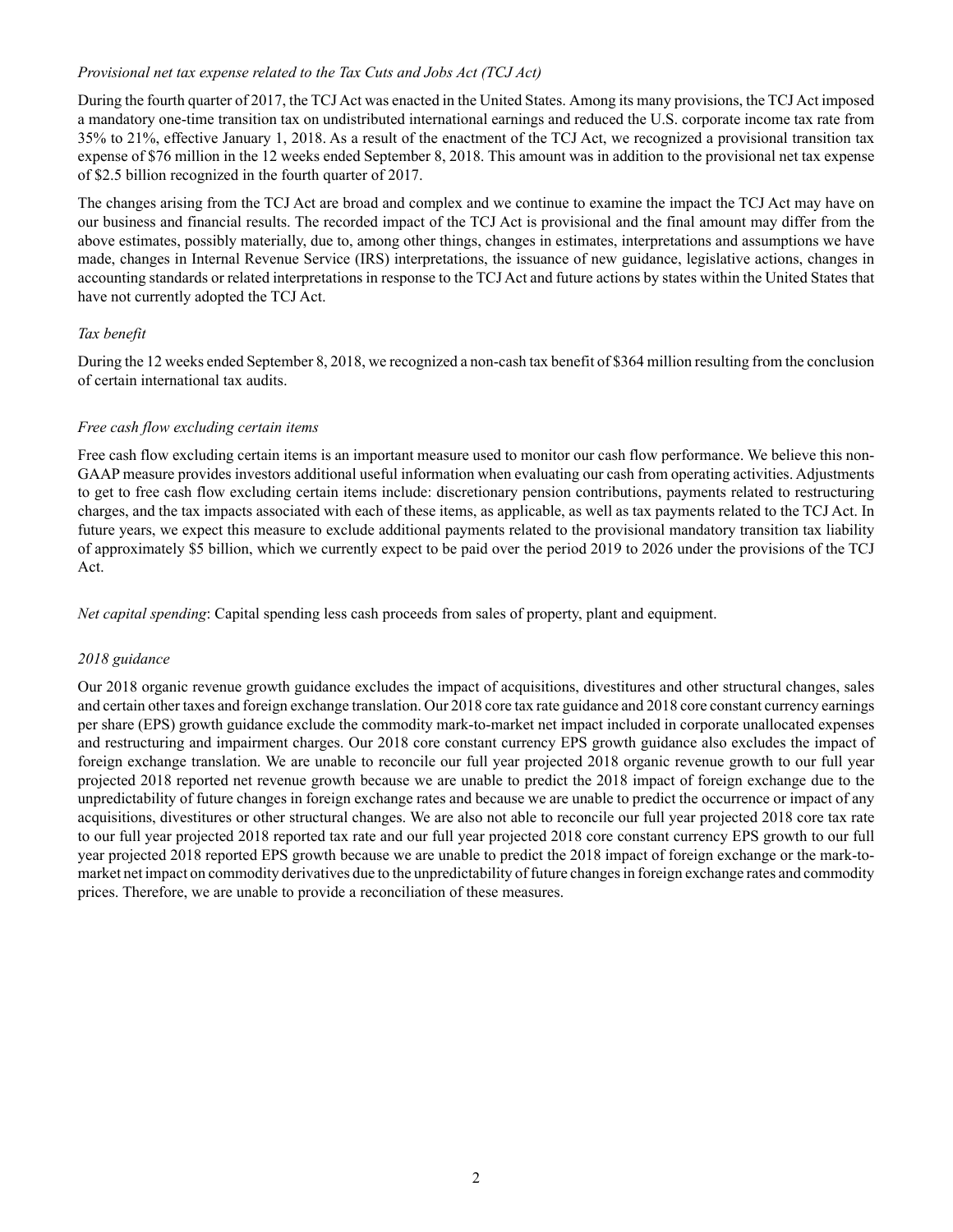*Provisional net tax expense related to the Tax Cuts and Jobs Act (TCJ Act)*

During the fourth quarter of 2017, the TCJ Act was enacted in the United States. Among its many provisions, the TCJ Act imposed a mandatory one-time transition tax on undistributed international earnings and reduced the U.S. corporate income tax rate from 35% to 21%, effective January 1, 2018. As a result of the enactment of the TCJ Act, we recognized a provisional transition tax expense of $76 million in the 12 weeks ended September 8, 2018. This amount was in addition to the provisional net tax expense of $2.5 billion recognized in the fourth quarter of 2017.

The changes arising from the TCJ Act are broad and complex and we continue to examine the impact the TCJ Act may have on our business and financial results. The recorded impact of the TCJ Act is provisional and the final amount may differ from the above estimates, possibly materially, due to, among other things, changes in estimates, interpretations and assumptions we have made, changes in Internal Revenue Service (IRS) interpretations, the issuance of new guidance, legislative actions, changes in accounting standards or related interpretations in response to the TCJ Act and future actions by states within the United States that have not currently adopted the TCJ Act.

*Tax benefit*

During the 12 weeks ended September 8, 2018, we recognized a non-cash tax benefit of $364 million resulting from the conclusion of certain international tax audits.

*Free cash flow excluding certain items*

Free cash flow excluding certain items is an important measure used to monitor our cash flow performance. We believe this non-GAAP measure provides investors additional useful information when evaluating our cash from operating activities. Adjustments to get to free cash flow excluding certain items include: discretionary pension contributions, payments related to restructuring charges, and the tax impacts associated with each of these items, as applicable, as well as tax payments related to the TCJ Act. In future years, we expect this measure to exclude additional payments related to the provisional mandatory transition tax liability of approximately $5 billion, which we currently expect to be paid over the period 2019 to 2026 under the provisions of the TCJ Act.

*Net capital spending*: Capital spending less cash proceeds from sales of property, plant and equipment.

*2018 guidance*

Our 2018 organic revenue growth guidance excludes the impact of acquisitions, divestitures and other structural changes, sales and certain other taxes and foreign exchange translation. Our 2018 core tax rate guidance and 2018 core constant currency earnings per share (EPS) growth guidance exclude the commodity mark-to-market net impact included in corporate unallocated expenses and restructuring and impairment charges. Our 2018 core constant currency EPS growth guidance also excludes the impact of foreign exchange translation. We are unable to reconcile our full year projected 2018 organic revenue growth to our full year projected 2018 reported net revenue growth because we are unable to predict the 2018 impact of foreign exchange due to the unpredictability of future changes in foreign exchange rates and because we are unable to predict the occurrence or impact of any acquisitions, divestitures or other structural changes. We are also not able to reconcile our full year projected 2018 core tax rate to our full year projected 2018 reported tax rate and our full year projected 2018 core constant currency EPS growth to our full year projected 2018 reported EPS growth because we are unable to predict the 2018 impact of foreign exchange or the mark-to-market net impact on commodity derivatives due to the unpredictability of future changes in foreign exchange rates and commodity prices. Therefore, we are unable to provide a reconciliation of these measures.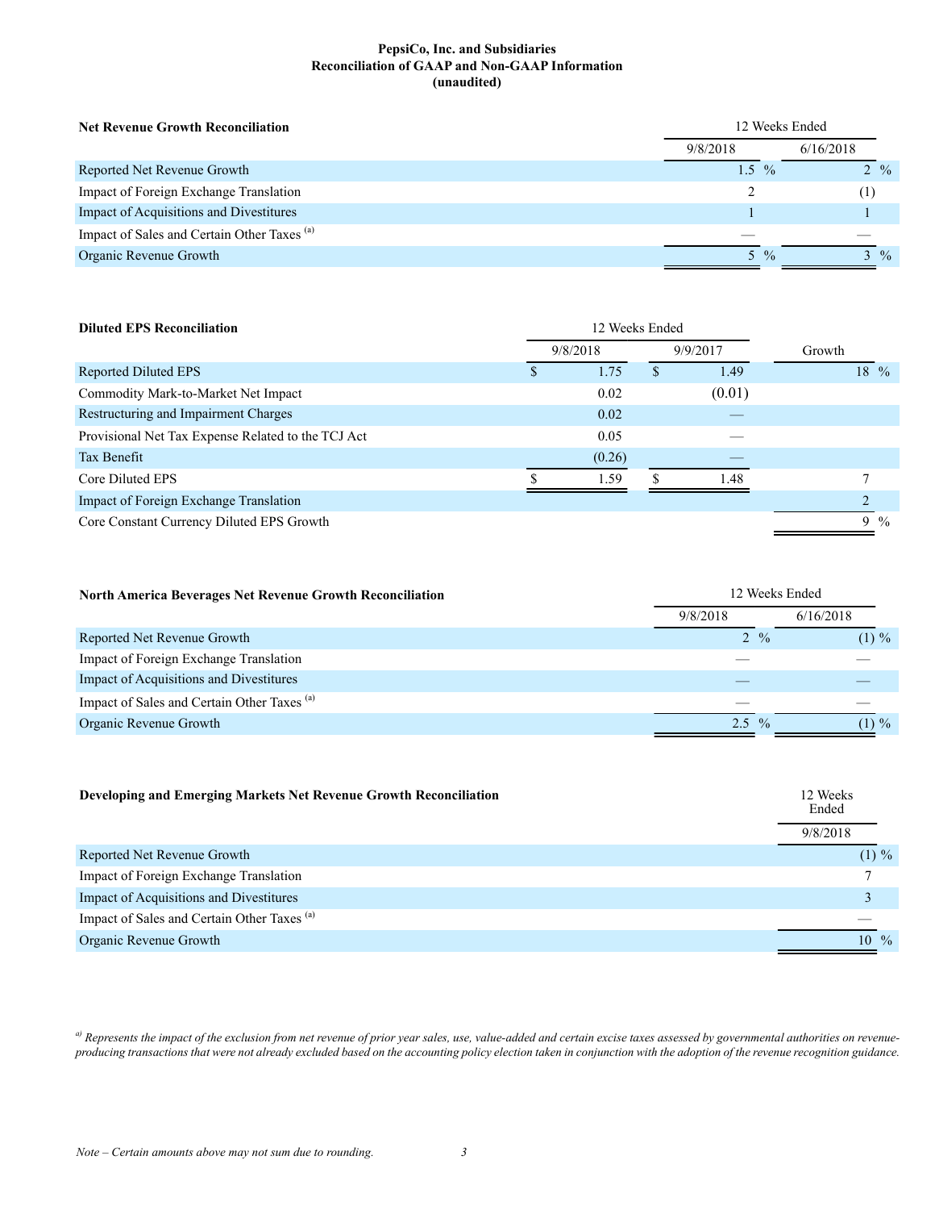**PepsiCo, Inc. and Subsidiaries**
**Reconciliation of GAAP and Non-GAAP Information**
**(unaudited)**

| **Net Revenue Growth Reconciliation** | 12 Weeks Ended | |
|---|---|---|
| | 9/8/2018 | 6/16/2018 |
| Reported Net Revenue Growth | 1.5 % | 2 % |
| Impact of Foreign Exchange Translation | 2 | (1) |
| Impact of Acquisitions and Divestitures | 1 | 1 |
| Impact of Sales and Certain Other Taxes [(a)] | — | — |
| Organic Revenue Growth | 5 % | 3 % |

| **Diluted EPS Reconciliation** | 12 Weeks Ended | | |
|---|---|---|---|
| | 9/8/2018 | 9/9/2017 | Growth |
| Reported Diluted EPS | $ 1.75 | $ 1.49 | 18 % |
| Commodity Mark-to-Market Net Impact | 0.02 | (0.01) | |
| Restructuring and Impairment Charges | 0.02 | — | |
| Provisional Net Tax Expense Related to the TCJ Act | 0.05 | — | |
| Tax Benefit | (0.26) | — | |
| Core Diluted EPS | $ 1.59 | $ 1.48 | 7 |
| Impact of Foreign Exchange Translation | | | 2 |
| Core Constant Currency Diluted EPS Growth | | | 9 % |

| **North America Beverages Net Revenue Growth Reconciliation** | 12 Weeks Ended | |
|---|---|---|
| | 9/8/2018 | 6/16/2018 |
| Reported Net Revenue Growth | 2 % | (1) % |
| Impact of Foreign Exchange Translation | — | — |
| Impact of Acquisitions and Divestitures | — | — |
| Impact of Sales and Certain Other Taxes [(a)] | — | — |
| Organic Revenue Growth | 2.5 % | (1) % |

| **Developing and Emerging Markets Net Revenue Growth Reconciliation** | 12 Weeks Ended |
|---|---|
| | 9/8/2018 |
| Reported Net Revenue Growth | (1) % |
| Impact of Foreign Exchange Translation | 7 |
| Impact of Acquisitions and Divestitures | 3 |
| Impact of Sales and Certain Other Taxes [(a)] | — |
| Organic Revenue Growth | 10 % |

*[a)] Represents the impact of the exclusion from net revenue of prior year sales, use, value-added and certain excise taxes assessed by governmental authorities on revenue-producing transactions that were not already excluded based on the accounting policy election taken in conjunction with the adoption of the revenue recognition guidance.*

*Note – Certain amounts above may not sum due to rounding.*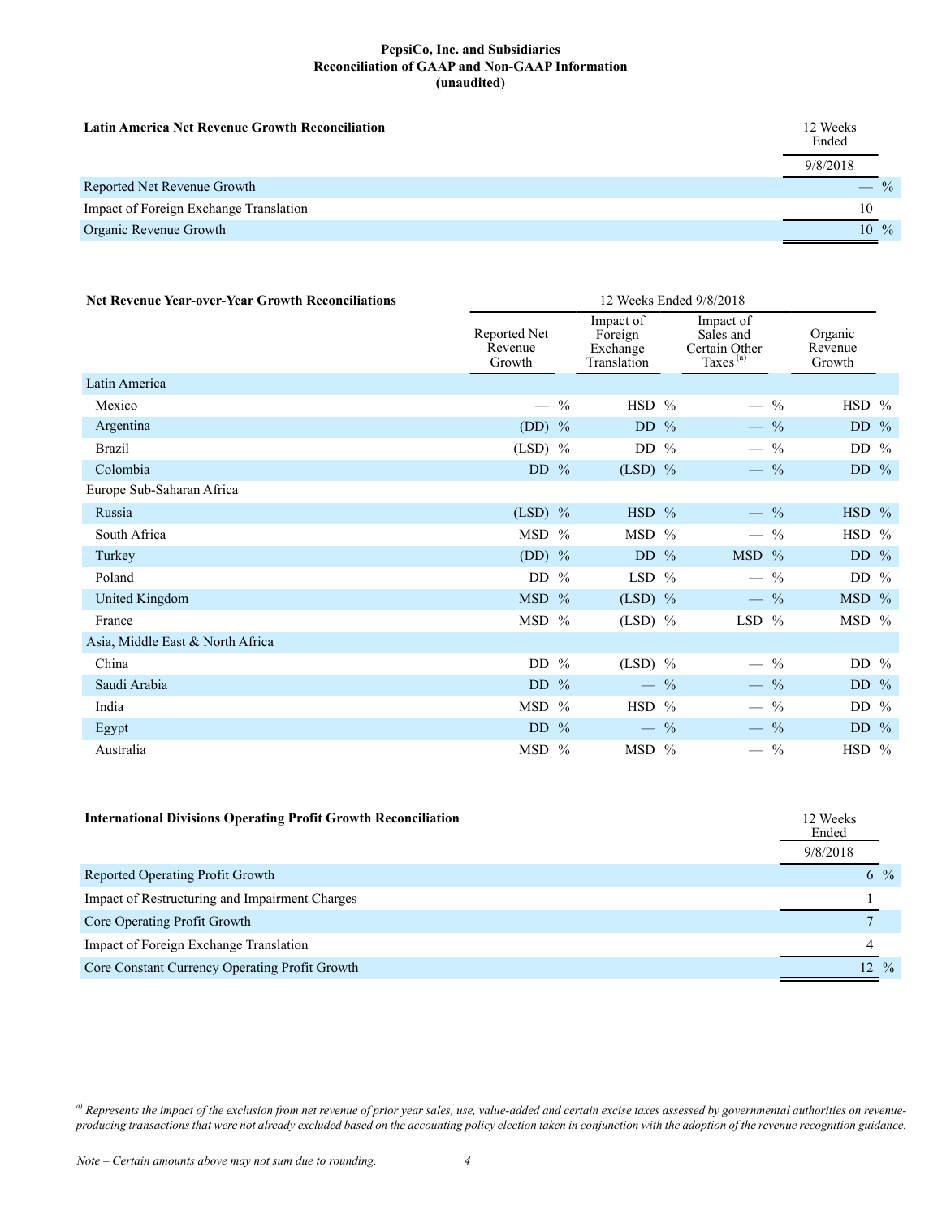**PepsiCo, Inc. and Subsidiaries**
**Reconciliation of GAAP and Non-GAAP Information**
**(unaudited)**

| **Latin America Net Revenue Growth Reconciliation** | 12 Weeks Ended 9/8/2018 |
|---|---|
| Reported Net Revenue Growth | — % |
| Impact of Foreign Exchange Translation | 10 |
| Organic Revenue Growth | 10 % |

| **Net Revenue Year-over-Year Growth Reconciliations** | 12 Weeks Ended 9/8/2018 | | | |
|---|---|---|---|---|
| | Reported Net Revenue Growth | Impact of Foreign Exchange Translation | Impact of Sales and Certain Other Taxes [a] | Organic Revenue Growth |
| Latin America | | | | |
| Mexico | — % | HSD % | — % | HSD % |
| Argentina | (DD) % | DD % | — % | DD % |
| Brazil | (LSD) % | DD % | — % | DD % |
| Colombia | DD % | (LSD) % | — % | DD % |
| Europe Sub-Saharan Africa | | | | |
| Russia | (LSD) % | HSD % | — % | HSD % |
| South Africa | MSD % | MSD % | — % | HSD % |
| Turkey | (DD) % | DD % | MSD % | DD % |
| Poland | DD % | LSD % | — % | DD % |
| United Kingdom | MSD % | (LSD) % | — % | MSD % |
| France | MSD % | (LSD) % | LSD % | MSD % |
| Asia, Middle East & North Africa | | | | |
| China | DD % | (LSD) % | — % | DD % |
| Saudi Arabia | DD % | — % | — % | DD % |
| India | MSD % | HSD % | — % | DD % |
| Egypt | DD % | — % | — % | DD % |
| Australia | MSD % | MSD % | — % | HSD % |

| **International Divisions Operating Profit Growth Reconciliation** | 12 Weeks Ended 9/8/2018 |
|---|---|
| Reported Operating Profit Growth | 6 % |
| Impact of Restructuring and Impairment Charges | 1 |
| Core Operating Profit Growth | 7 |
| Impact of Foreign Exchange Translation | 4 |
| Core Constant Currency Operating Profit Growth | 12 % |

*a) Represents the impact of the exclusion from net revenue of prior year sales, use, value-added and certain excise taxes assessed by governmental authorities on revenue-producing transactions that were not already excluded based on the accounting policy election taken in conjunction with the adoption of the revenue recognition guidance.*

*Note – Certain amounts above may not sum due to rounding.*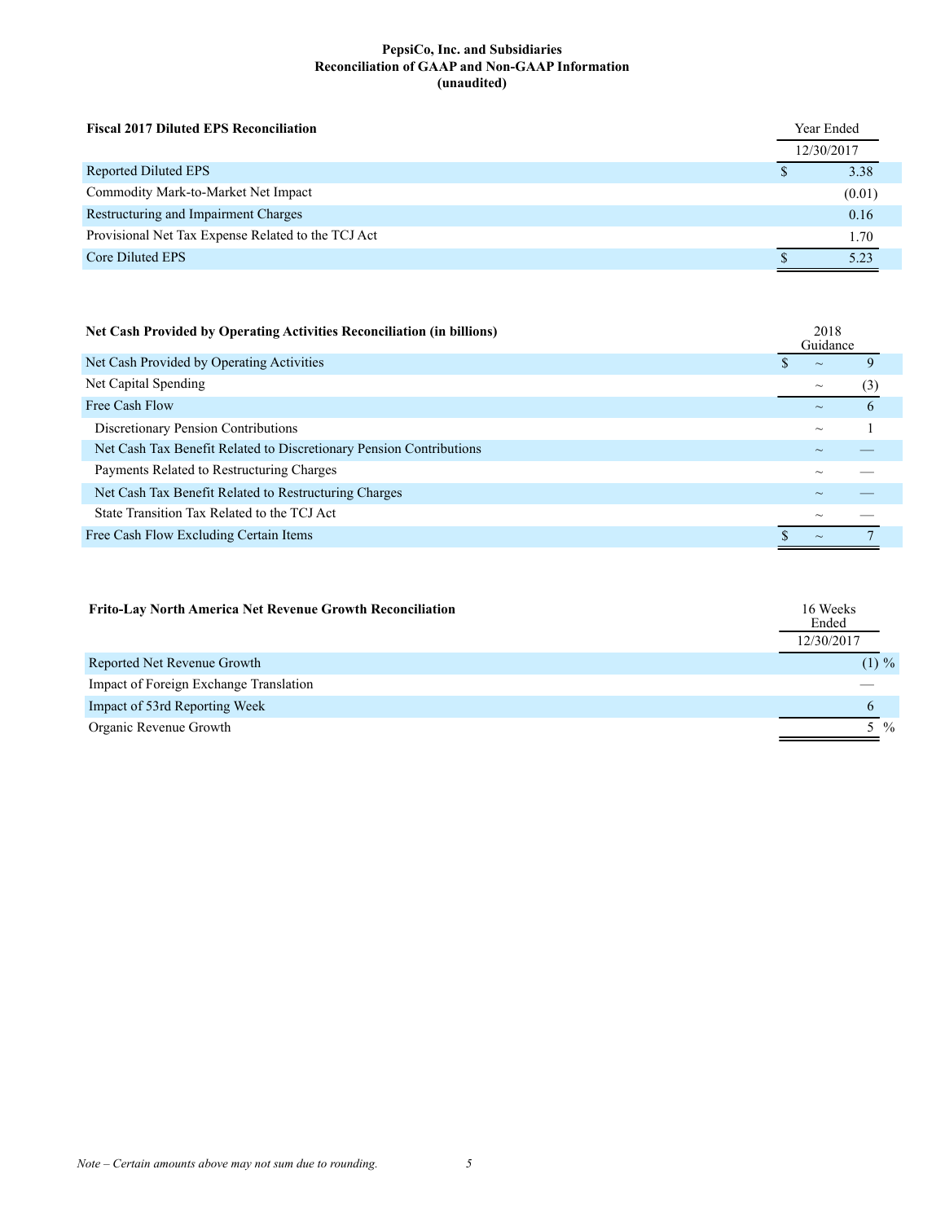**PepsiCo, Inc. and Subsidiaries**
**Reconciliation of GAAP and Non-GAAP Information**
**(unaudited)**

| **Fiscal 2017 Diluted EPS Reconciliation** | Year Ended 12/30/2017 |
|---|---|
| Reported Diluted EPS | $ 3.38 |
| Commodity Mark-to-Market Net Impact | (0.01) |
| Restructuring and Impairment Charges | 0.16 |
| Provisional Net Tax Expense Related to the TCJ Act | 1.70 |
| Core Diluted EPS | $ 5.23 |

| **Net Cash Provided by Operating Activities Reconciliation (in billions)** | 2018 Guidance |
|---|---|
| Net Cash Provided by Operating Activities | $ ~ 9 |
| Net Capital Spending | ~ (3) |
| Free Cash Flow | ~ 6 |
| Discretionary Pension Contributions | ~ 1 |
| Net Cash Tax Benefit Related to Discretionary Pension Contributions | ~ — |
| Payments Related to Restructuring Charges | ~ — |
| Net Cash Tax Benefit Related to Restructuring Charges | ~ — |
| State Transition Tax Related to the TCJ Act | ~ — |
| Free Cash Flow Excluding Certain Items | $ ~ 7 |

| **Frito-Lay North America Net Revenue Growth Reconciliation** | 16 Weeks Ended 12/30/2017 |
|---|---|
| Reported Net Revenue Growth | (1) % |
| Impact of Foreign Exchange Translation | — |
| Impact of 53rd Reporting Week | 6 |
| Organic Revenue Growth | 5 % |

*Note – Certain amounts above may not sum due to rounding.*